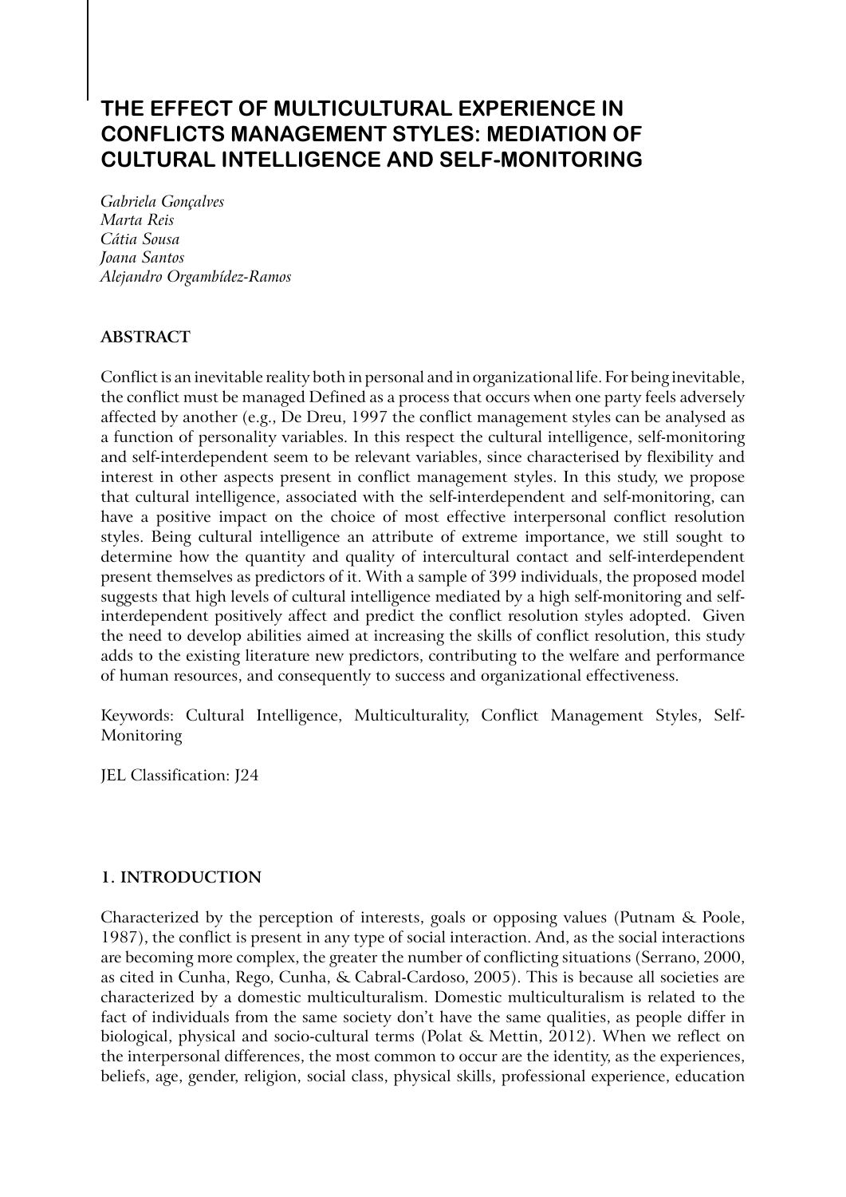# THE EFFECT OF MULTICULTURAL EXPERIENCE IN CONFLICTS MANAGEMENT STYLES: MEDIATION OF CULTURAL INTELLIGENCE AND SELF-MONITORING

*Gabriela Gonçalves*
*Marta Reis*
*Cátia Sousa*
*Joana Santos*
*Alejandro Orgambídez-Ramos*

## ABSTRACT

Conflict is an inevitable reality both in personal and in organizational life. For being inevitable, the conflict must be managed Defined as a process that occurs when one party feels adversely affected by another (e.g., De Dreu, 1997 the conflict management styles can be analysed as a function of personality variables. In this respect the cultural intelligence, self-monitoring and self-interdependent seem to be relevant variables, since characterised by flexibility and interest in other aspects present in conflict management styles. In this study, we propose that cultural intelligence, associated with the self-interdependent and self-monitoring, can have a positive impact on the choice of most effective interpersonal conflict resolution styles. Being cultural intelligence an attribute of extreme importance, we still sought to determine how the quantity and quality of intercultural contact and self-interdependent present themselves as predictors of it. With a sample of 399 individuals, the proposed model suggests that high levels of cultural intelligence mediated by a high self-monitoring and self-interdependent positively affect and predict the conflict resolution styles adopted. Given the need to develop abilities aimed at increasing the skills of conflict resolution, this study adds to the existing literature new predictors, contributing to the welfare and performance of human resources, and consequently to success and organizational effectiveness.

Keywords: Cultural Intelligence, Multiculturality, Conflict Management Styles, Self-Monitoring

JEL Classification: J24

## 1. INTRODUCTION

Characterized by the perception of interests, goals or opposing values (Putnam & Poole, 1987), the conflict is present in any type of social interaction. And, as the social interactions are becoming more complex, the greater the number of conflicting situations (Serrano, 2000, as cited in Cunha, Rego, Cunha, & Cabral-Cardoso, 2005). This is because all societies are characterized by a domestic multiculturalism. Domestic multiculturalism is related to the fact of individuals from the same society don't have the same qualities, as people differ in biological, physical and socio-cultural terms (Polat & Mettin, 2012). When we reflect on the interpersonal differences, the most common to occur are the identity, as the experiences, beliefs, age, gender, religion, social class, physical skills, professional experience, education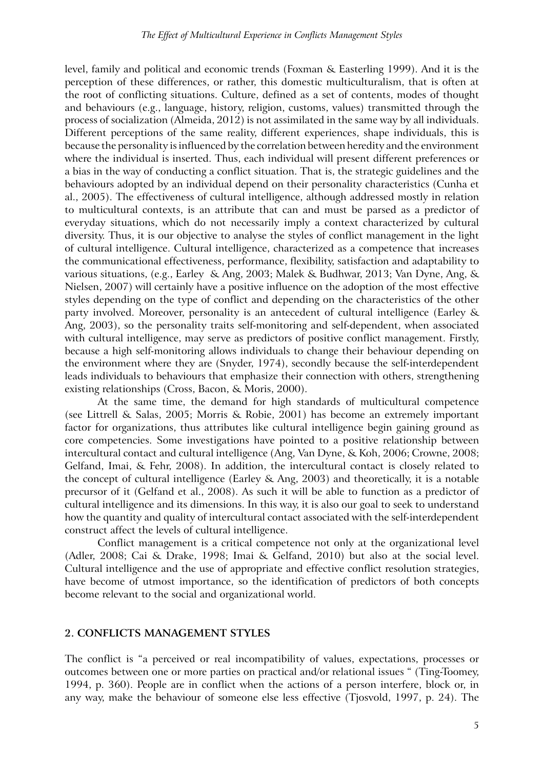level, family and political and economic trends (Foxman & Easterling 1999). And it is the perception of these differences, or rather, this domestic multiculturalism, that is often at the root of conflicting situations. Culture, defined as a set of contents, modes of thought and behaviours (e.g., language, history, religion, customs, values) transmitted through the process of socialization (Almeida, 2012) is not assimilated in the same way by all individuals. Different perceptions of the same reality, different experiences, shape individuals, this is because the personality is influenced by the correlation between heredity and the environment where the individual is inserted. Thus, each individual will present different preferences or a bias in the way of conducting a conflict situation. That is, the strategic guidelines and the behaviours adopted by an individual depend on their personality characteristics (Cunha et al., 2005). The effectiveness of cultural intelligence, although addressed mostly in relation to multicultural contexts, is an attribute that can and must be parsed as a predictor of everyday situations, which do not necessarily imply a context characterized by cultural diversity. Thus, it is our objective to analyse the styles of conflict management in the light of cultural intelligence. Cultural intelligence, characterized as a competence that increases the communicational effectiveness, performance, flexibility, satisfaction and adaptability to various situations, (e.g., Earley & Ang, 2003; Malek & Budhwar, 2013; Van Dyne, Ang, & Nielsen, 2007) will certainly have a positive influence on the adoption of the most effective styles depending on the type of conflict and depending on the characteristics of the other party involved. Moreover, personality is an antecedent of cultural intelligence (Earley & Ang, 2003), so the personality traits self-monitoring and self-dependent, when associated with cultural intelligence, may serve as predictors of positive conflict management. Firstly, because a high self-monitoring allows individuals to change their behaviour depending on the environment where they are (Snyder, 1974), secondly because the self-interdependent leads individuals to behaviours that emphasize their connection with others, strengthening existing relationships (Cross, Bacon, & Moris, 2000).

At the same time, the demand for high standards of multicultural competence (see Littrell & Salas, 2005; Morris & Robie, 2001) has become an extremely important factor for organizations, thus attributes like cultural intelligence begin gaining ground as core competencies. Some investigations have pointed to a positive relationship between intercultural contact and cultural intelligence (Ang, Van Dyne, & Koh, 2006; Crowne, 2008; Gelfand, Imai, & Fehr, 2008). In addition, the intercultural contact is closely related to the concept of cultural intelligence (Earley & Ang, 2003) and theoretically, it is a notable precursor of it (Gelfand et al., 2008). As such it will be able to function as a predictor of cultural intelligence and its dimensions. In this way, it is also our goal to seek to understand how the quantity and quality of intercultural contact associated with the self-interdependent construct affect the levels of cultural intelligence.

Conflict management is a critical competence not only at the organizational level (Adler, 2008; Cai & Drake, 1998; Imai & Gelfand, 2010) but also at the social level. Cultural intelligence and the use of appropriate and effective conflict resolution strategies, have become of utmost importance, so the identification of predictors of both concepts become relevant to the social and organizational world.

## 2. CONFLICTS MANAGEMENT STYLES

The conflict is "a perceived or real incompatibility of values, expectations, processes or outcomes between one or more parties on practical and/or relational issues " (Ting-Toomey, 1994, p. 360). People are in conflict when the actions of a person interfere, block or, in any way, make the behaviour of someone else less effective (Tjosvold, 1997, p. 24). The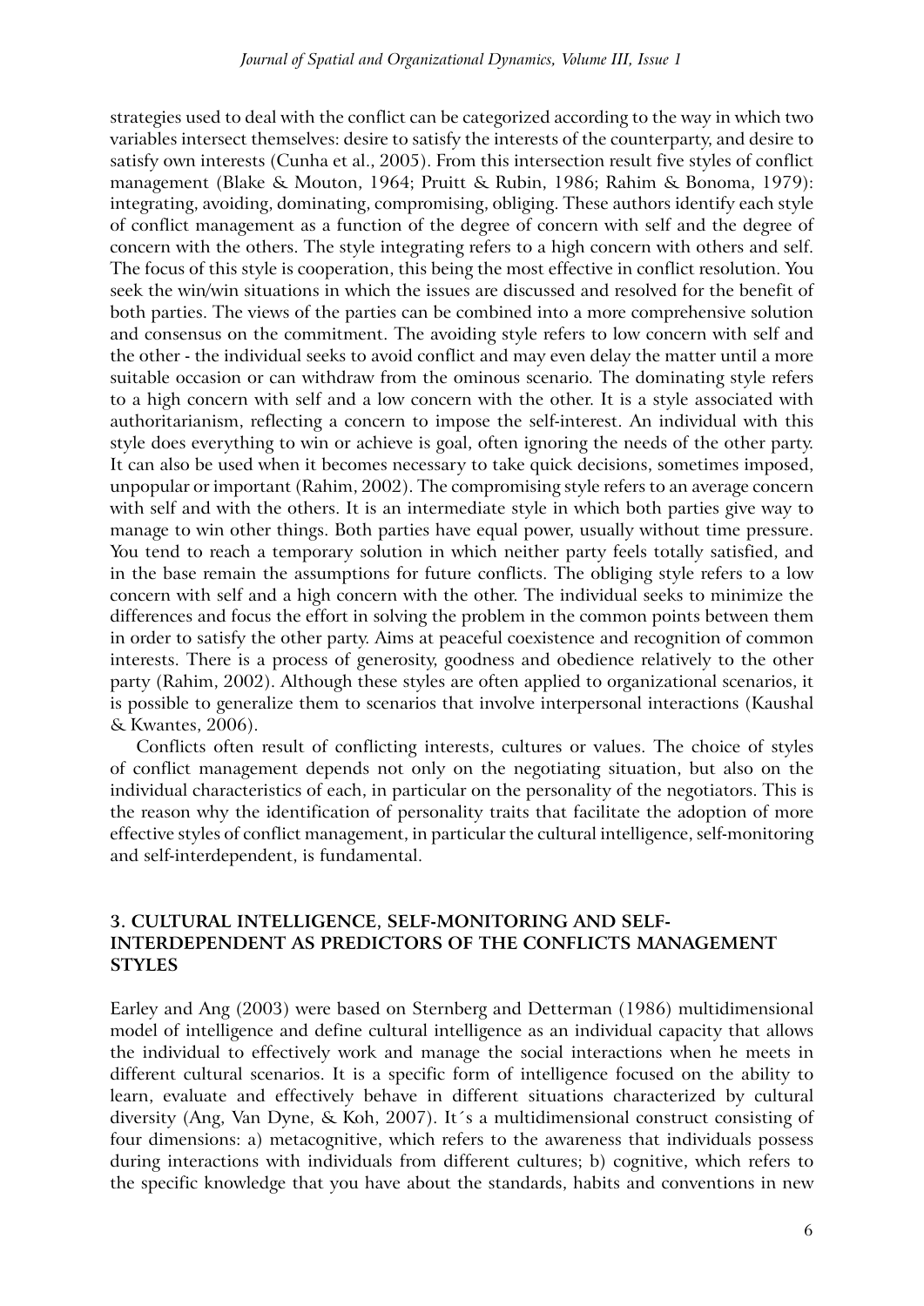strategies used to deal with the conflict can be categorized according to the way in which two variables intersect themselves: desire to satisfy the interests of the counterparty, and desire to satisfy own interests (Cunha et al., 2005). From this intersection result five styles of conflict management (Blake & Mouton, 1964; Pruitt & Rubin, 1986; Rahim & Bonoma, 1979): integrating, avoiding, dominating, compromising, obliging. These authors identify each style of conflict management as a function of the degree of concern with self and the degree of concern with the others. The style integrating refers to a high concern with others and self. The focus of this style is cooperation, this being the most effective in conflict resolution. You seek the win/win situations in which the issues are discussed and resolved for the benefit of both parties. The views of the parties can be combined into a more comprehensive solution and consensus on the commitment. The avoiding style refers to low concern with self and the other - the individual seeks to avoid conflict and may even delay the matter until a more suitable occasion or can withdraw from the ominous scenario. The dominating style refers to a high concern with self and a low concern with the other. It is a style associated with authoritarianism, reflecting a concern to impose the self-interest. An individual with this style does everything to win or achieve is goal, often ignoring the needs of the other party. It can also be used when it becomes necessary to take quick decisions, sometimes imposed, unpopular or important (Rahim, 2002). The compromising style refers to an average concern with self and with the others. It is an intermediate style in which both parties give way to manage to win other things. Both parties have equal power, usually without time pressure. You tend to reach a temporary solution in which neither party feels totally satisfied, and in the base remain the assumptions for future conflicts. The obliging style refers to a low concern with self and a high concern with the other. The individual seeks to minimize the differences and focus the effort in solving the problem in the common points between them in order to satisfy the other party. Aims at peaceful coexistence and recognition of common interests. There is a process of generosity, goodness and obedience relatively to the other party (Rahim, 2002). Although these styles are often applied to organizational scenarios, it is possible to generalize them to scenarios that involve interpersonal interactions (Kaushal & Kwantes, 2006).

Conflicts often result of conflicting interests, cultures or values. The choice of styles of conflict management depends not only on the negotiating situation, but also on the individual characteristics of each, in particular on the personality of the negotiators. This is the reason why the identification of personality traits that facilitate the adoption of more effective styles of conflict management, in particular the cultural intelligence, self-monitoring and self-interdependent, is fundamental.

## 3. CULTURAL INTELLIGENCE, SELF-MONITORING AND SELF-INTERDEPENDENT AS PREDICTORS OF THE CONFLICTS MANAGEMENT STYLES

Earley and Ang (2003) were based on Sternberg and Detterman (1986) multidimensional model of intelligence and define cultural intelligence as an individual capacity that allows the individual to effectively work and manage the social interactions when he meets in different cultural scenarios. It is a specific form of intelligence focused on the ability to learn, evaluate and effectively behave in different situations characterized by cultural diversity (Ang, Van Dyne, & Koh, 2007). It´s a multidimensional construct consisting of four dimensions: a) metacognitive, which refers to the awareness that individuals possess during interactions with individuals from different cultures; b) cognitive, which refers to the specific knowledge that you have about the standards, habits and conventions in new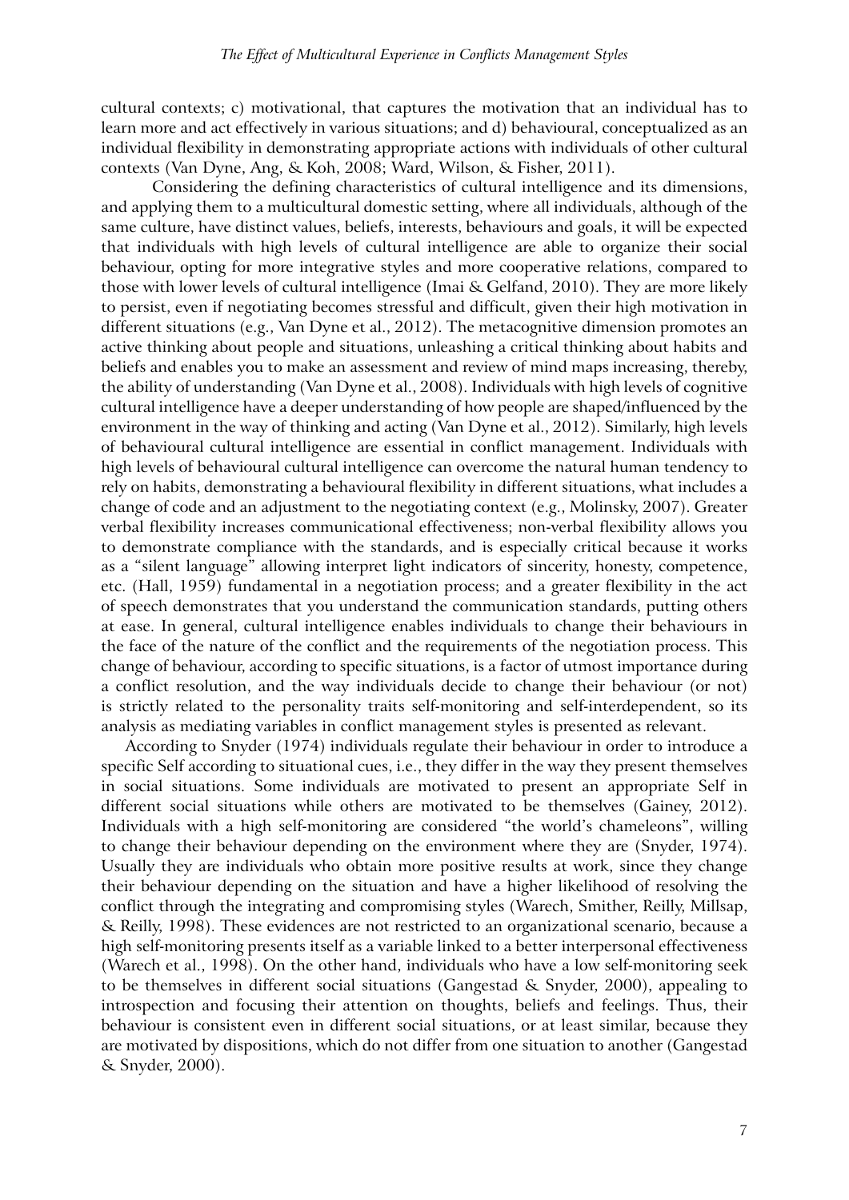cultural contexts; c) motivational, that captures the motivation that an individual has to learn more and act effectively in various situations; and d) behavioural, conceptualized as an individual flexibility in demonstrating appropriate actions with individuals of other cultural contexts (Van Dyne, Ang, & Koh, 2008; Ward, Wilson, & Fisher, 2011).

Considering the defining characteristics of cultural intelligence and its dimensions, and applying them to a multicultural domestic setting, where all individuals, although of the same culture, have distinct values, beliefs, interests, behaviours and goals, it will be expected that individuals with high levels of cultural intelligence are able to organize their social behaviour, opting for more integrative styles and more cooperative relations, compared to those with lower levels of cultural intelligence (Imai & Gelfand, 2010). They are more likely to persist, even if negotiating becomes stressful and difficult, given their high motivation in different situations (e.g., Van Dyne et al., 2012). The metacognitive dimension promotes an active thinking about people and situations, unleashing a critical thinking about habits and beliefs and enables you to make an assessment and review of mind maps increasing, thereby, the ability of understanding (Van Dyne et al., 2008). Individuals with high levels of cognitive cultural intelligence have a deeper understanding of how people are shaped/influenced by the environment in the way of thinking and acting (Van Dyne et al., 2012). Similarly, high levels of behavioural cultural intelligence are essential in conflict management. Individuals with high levels of behavioural cultural intelligence can overcome the natural human tendency to rely on habits, demonstrating a behavioural flexibility in different situations, what includes a change of code and an adjustment to the negotiating context (e.g., Molinsky, 2007). Greater verbal flexibility increases communicational effectiveness; non-verbal flexibility allows you to demonstrate compliance with the standards, and is especially critical because it works as a "silent language" allowing interpret light indicators of sincerity, honesty, competence, etc. (Hall, 1959) fundamental in a negotiation process; and a greater flexibility in the act of speech demonstrates that you understand the communication standards, putting others at ease. In general, cultural intelligence enables individuals to change their behaviours in the face of the nature of the conflict and the requirements of the negotiation process. This change of behaviour, according to specific situations, is a factor of utmost importance during a conflict resolution, and the way individuals decide to change their behaviour (or not) is strictly related to the personality traits self-monitoring and self-interdependent, so its analysis as mediating variables in conflict management styles is presented as relevant.

According to Snyder (1974) individuals regulate their behaviour in order to introduce a specific Self according to situational cues, i.e., they differ in the way they present themselves in social situations. Some individuals are motivated to present an appropriate Self in different social situations while others are motivated to be themselves (Gainey, 2012). Individuals with a high self-monitoring are considered "the world's chameleons", willing to change their behaviour depending on the environment where they are (Snyder, 1974). Usually they are individuals who obtain more positive results at work, since they change their behaviour depending on the situation and have a higher likelihood of resolving the conflict through the integrating and compromising styles (Warech, Smither, Reilly, Millsap, & Reilly, 1998). These evidences are not restricted to an organizational scenario, because a high self-monitoring presents itself as a variable linked to a better interpersonal effectiveness (Warech et al., 1998). On the other hand, individuals who have a low self-monitoring seek to be themselves in different social situations (Gangestad & Snyder, 2000), appealing to introspection and focusing their attention on thoughts, beliefs and feelings. Thus, their behaviour is consistent even in different social situations, or at least similar, because they are motivated by dispositions, which do not differ from one situation to another (Gangestad & Snyder, 2000).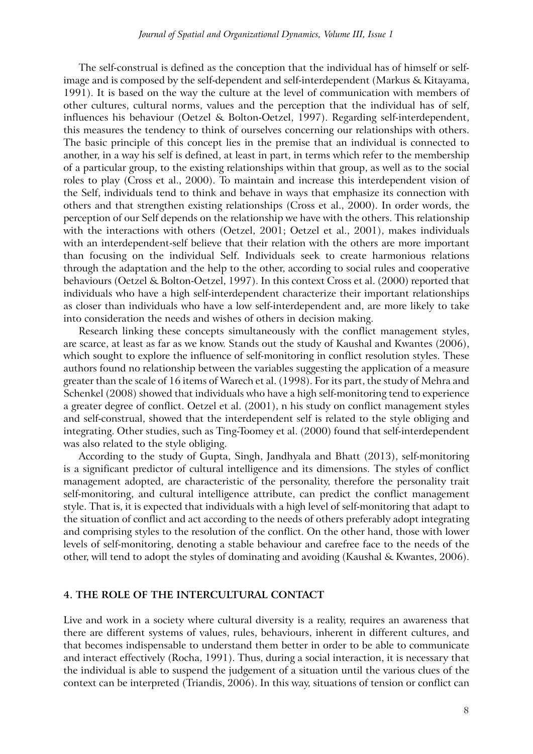The self-construal is defined as the conception that the individual has of himself or self-image and is composed by the self-dependent and self-interdependent (Markus & Kitayama, 1991). It is based on the way the culture at the level of communication with members of other cultures, cultural norms, values and the perception that the individual has of self, influences his behaviour (Oetzel & Bolton-Oetzel, 1997). Regarding self-interdependent, this measures the tendency to think of ourselves concerning our relationships with others. The basic principle of this concept lies in the premise that an individual is connected to another, in a way his self is defined, at least in part, in terms which refer to the membership of a particular group, to the existing relationships within that group, as well as to the social roles to play (Cross et al., 2000). To maintain and increase this interdependent vision of the Self, individuals tend to think and behave in ways that emphasize its connection with others and that strengthen existing relationships (Cross et al., 2000). In order words, the perception of our Self depends on the relationship we have with the others. This relationship with the interactions with others (Oetzel, 2001; Oetzel et al., 2001), makes individuals with an interdependent-self believe that their relation with the others are more important than focusing on the individual Self. Individuals seek to create harmonious relations through the adaptation and the help to the other, according to social rules and cooperative behaviours (Oetzel & Bolton-Oetzel, 1997). In this context Cross et al. (2000) reported that individuals who have a high self-interdependent characterize their important relationships as closer than individuals who have a low self-interdependent and, are more likely to take into consideration the needs and wishes of others in decision making.

Research linking these concepts simultaneously with the conflict management styles, are scarce, at least as far as we know. Stands out the study of Kaushal and Kwantes (2006), which sought to explore the influence of self-monitoring in conflict resolution styles. These authors found no relationship between the variables suggesting the application of a measure greater than the scale of 16 items of Warech et al. (1998). For its part, the study of Mehra and Schenkel (2008) showed that individuals who have a high self-monitoring tend to experience a greater degree of conflict. Oetzel et al. (2001), n his study on conflict management styles and self-construal, showed that the interdependent self is related to the style obliging and integrating. Other studies, such as Ting-Toomey et al. (2000) found that self-interdependent was also related to the style obliging.

According to the study of Gupta, Singh, Jandhyala and Bhatt (2013), self-monitoring is a significant predictor of cultural intelligence and its dimensions. The styles of conflict management adopted, are characteristic of the personality, therefore the personality trait self-monitoring, and cultural intelligence attribute, can predict the conflict management style. That is, it is expected that individuals with a high level of self-monitoring that adapt to the situation of conflict and act according to the needs of others preferably adopt integrating and comprising styles to the resolution of the conflict. On the other hand, those with lower levels of self-monitoring, denoting a stable behaviour and carefree face to the needs of the other, will tend to adopt the styles of dominating and avoiding (Kaushal & Kwantes, 2006).

## 4. THE ROLE OF THE INTERCULTURAL CONTACT

Live and work in a society where cultural diversity is a reality, requires an awareness that there are different systems of values, rules, behaviours, inherent in different cultures, and that becomes indispensable to understand them better in order to be able to communicate and interact effectively (Rocha, 1991). Thus, during a social interaction, it is necessary that the individual is able to suspend the judgement of a situation until the various clues of the context can be interpreted (Triandis, 2006). In this way, situations of tension or conflict can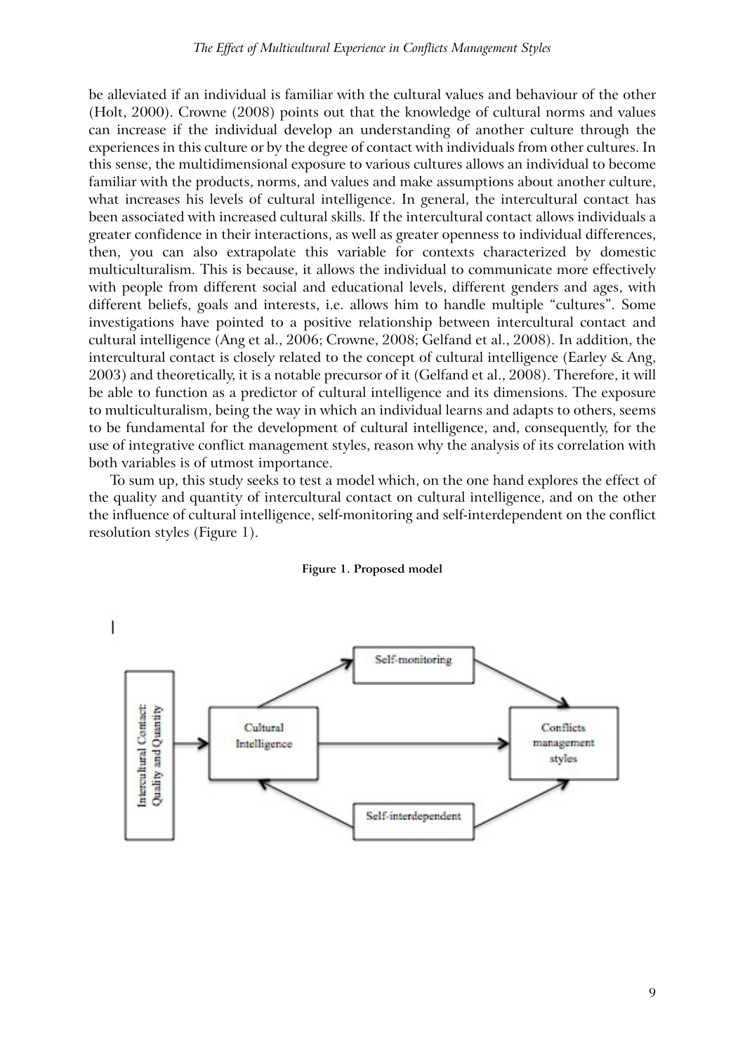be alleviated if an individual is familiar with the cultural values and behaviour of the other (Holt, 2000). Crowne (2008) points out that the knowledge of cultural norms and values can increase if the individual develop an understanding of another culture through the experiences in this culture or by the degree of contact with individuals from other cultures. In this sense, the multidimensional exposure to various cultures allows an individual to become familiar with the products, norms, and values and make assumptions about another culture, what increases his levels of cultural intelligence. In general, the intercultural contact has been associated with increased cultural skills. If the intercultural contact allows individuals a greater confidence in their interactions, as well as greater openness to individual differences, then, you can also extrapolate this variable for contexts characterized by domestic multiculturalism. This is because, it allows the individual to communicate more effectively with people from different social and educational levels, different genders and ages, with different beliefs, goals and interests, i.e. allows him to handle multiple "cultures". Some investigations have pointed to a positive relationship between intercultural contact and cultural intelligence (Ang et al., 2006; Crowne, 2008; Gelfand et al., 2008). In addition, the intercultural contact is closely related to the concept of cultural intelligence (Earley & Ang, 2003) and theoretically, it is a notable precursor of it (Gelfand et al., 2008). Therefore, it will be able to function as a predictor of cultural intelligence and its dimensions. The exposure to multiculturalism, being the way in which an individual learns and adapts to others, seems to be fundamental for the development of cultural intelligence, and, consequently, for the use of integrative conflict management styles, reason why the analysis of its correlation with both variables is of utmost importance.

To sum up, this study seeks to test a model which, on the one hand explores the effect of the quality and quantity of intercultural contact on cultural intelligence, and on the other the influence of cultural intelligence, self-monitoring and self-interdependent on the conflict resolution styles (Figure 1).

**Figure 1. Proposed model**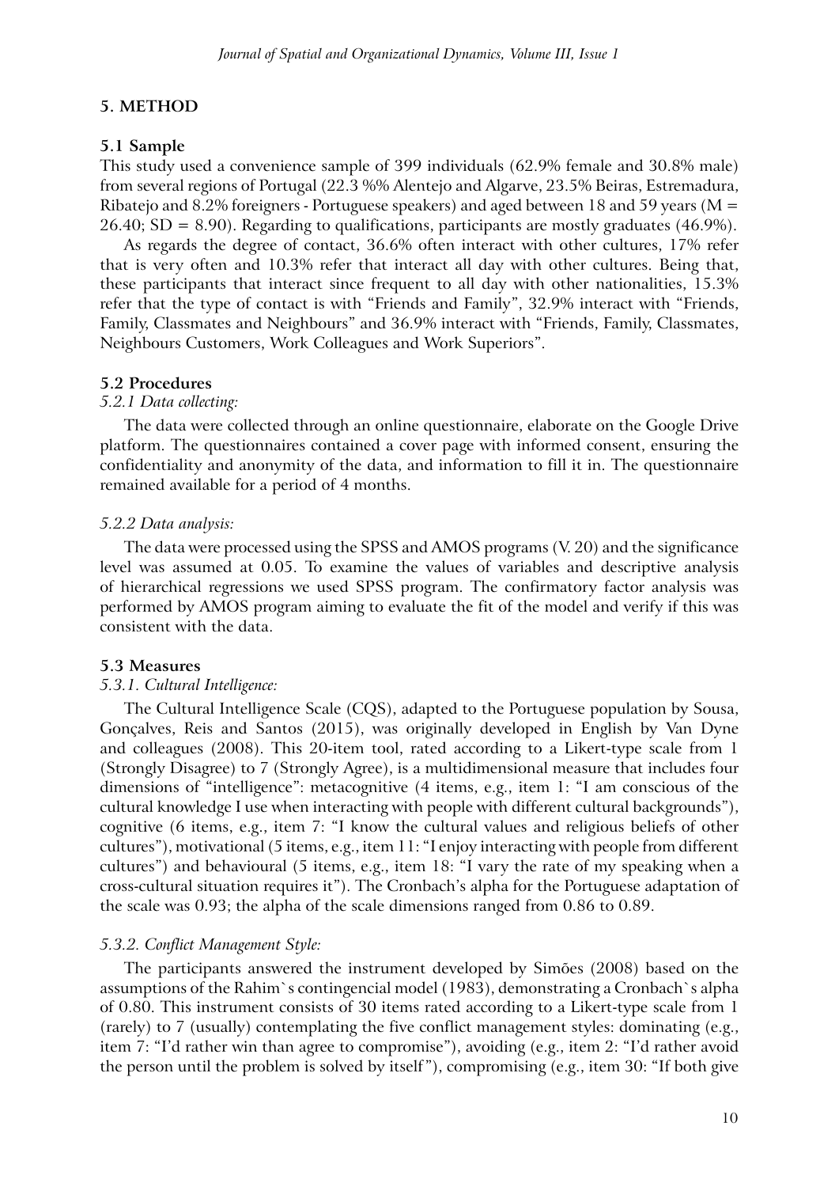## 5. METHOD

### 5.1 Sample

This study used a convenience sample of 399 individuals (62.9% female and 30.8% male) from several regions of Portugal (22.3 %% Alentejo and Algarve, 23.5% Beiras, Estremadura, Ribatejo and 8.2% foreigners - Portuguese speakers) and aged between 18 and 59 years (M = 26.40; SD = 8.90). Regarding to qualifications, participants are mostly graduates (46.9%).

As regards the degree of contact, 36.6% often interact with other cultures, 17% refer that is very often and 10.3% refer that interact all day with other cultures. Being that, these participants that interact since frequent to all day with other nationalities, 15.3% refer that the type of contact is with "Friends and Family", 32.9% interact with "Friends, Family, Classmates and Neighbours" and 36.9% interact with "Friends, Family, Classmates, Neighbours Customers, Work Colleagues and Work Superiors".

### 5.2 Procedures

#### *5.2.1 Data collecting:*

The data were collected through an online questionnaire, elaborate on the Google Drive platform. The questionnaires contained a cover page with informed consent, ensuring the confidentiality and anonymity of the data, and information to fill it in. The questionnaire remained available for a period of 4 months.

#### *5.2.2 Data analysis:*

The data were processed using the SPSS and AMOS programs (V. 20) and the significance level was assumed at 0.05. To examine the values of variables and descriptive analysis of hierarchical regressions we used SPSS program. The confirmatory factor analysis was performed by AMOS program aiming to evaluate the fit of the model and verify if this was consistent with the data.

### 5.3 Measures

#### *5.3.1. Cultural Intelligence:*

The Cultural Intelligence Scale (CQS), adapted to the Portuguese population by Sousa, Gonçalves, Reis and Santos (2015), was originally developed in English by Van Dyne and colleagues (2008). This 20-item tool, rated according to a Likert-type scale from 1 (Strongly Disagree) to 7 (Strongly Agree), is a multidimensional measure that includes four dimensions of "intelligence": metacognitive (4 items, e.g., item 1: "I am conscious of the cultural knowledge I use when interacting with people with different cultural backgrounds"), cognitive (6 items, e.g., item 7: "I know the cultural values and religious beliefs of other cultures"), motivational (5 items, e.g., item 11: "I enjoy interacting with people from different cultures") and behavioural (5 items, e.g., item 18: "I vary the rate of my speaking when a cross-cultural situation requires it"). The Cronbach's alpha for the Portuguese adaptation of the scale was 0.93; the alpha of the scale dimensions ranged from 0.86 to 0.89.

#### *5.3.2. Conflict Management Style:*

The participants answered the instrument developed by Simões (2008) based on the assumptions of the Rahim`s contingencial model (1983), demonstrating a Cronbach`s alpha of 0.80. This instrument consists of 30 items rated according to a Likert-type scale from 1 (rarely) to 7 (usually) contemplating the five conflict management styles: dominating (e.g., item 7: "I'd rather win than agree to compromise"), avoiding (e.g., item 2: "I'd rather avoid the person until the problem is solved by itself"), compromising (e.g., item 30: "If both give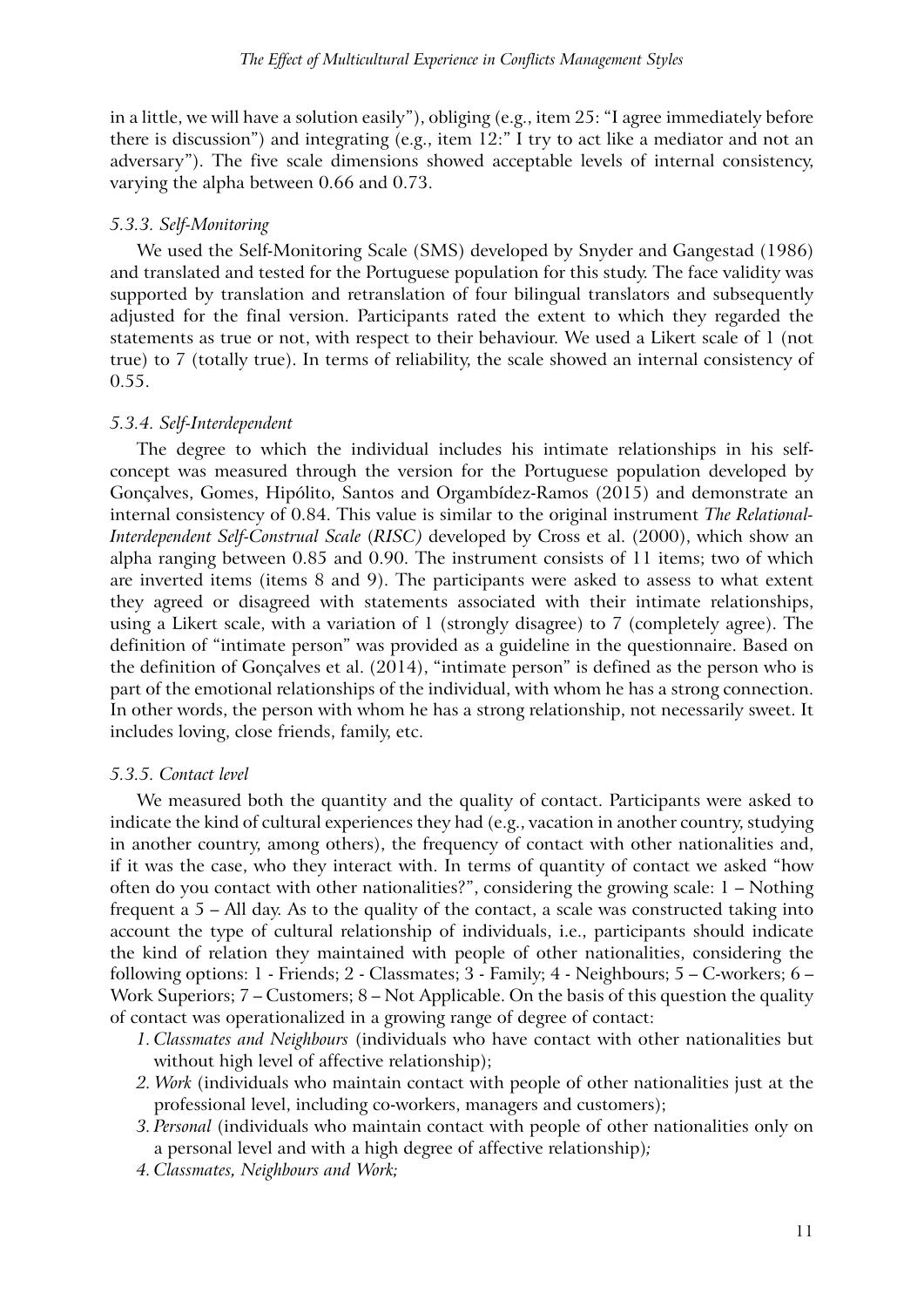in a little, we will have a solution easily"), obliging (e.g., item 25: "I agree immediately before there is discussion") and integrating (e.g., item 12:" I try to act like a mediator and not an adversary"). The five scale dimensions showed acceptable levels of internal consistency, varying the alpha between 0.66 and 0.73.

#### *5.3.3. Self-Monitoring*

We used the Self-Monitoring Scale (SMS) developed by Snyder and Gangestad (1986) and translated and tested for the Portuguese population for this study. The face validity was supported by translation and retranslation of four bilingual translators and subsequently adjusted for the final version. Participants rated the extent to which they regarded the statements as true or not, with respect to their behaviour. We used a Likert scale of 1 (not true) to 7 (totally true). In terms of reliability, the scale showed an internal consistency of 0.55.

#### *5.3.4. Self-Interdependent*

The degree to which the individual includes his intimate relationships in his self-concept was measured through the version for the Portuguese population developed by Gonçalves, Gomes, Hipólito, Santos and Orgambídez-Ramos (2015) and demonstrate an internal consistency of 0.84. This value is similar to the original instrument *The Relational-Interdependent Self-Construal Scale (RISC)* developed by Cross et al. (2000), which show an alpha ranging between 0.85 and 0.90. The instrument consists of 11 items; two of which are inverted items (items 8 and 9). The participants were asked to assess to what extent they agreed or disagreed with statements associated with their intimate relationships, using a Likert scale, with a variation of 1 (strongly disagree) to 7 (completely agree). The definition of "intimate person" was provided as a guideline in the questionnaire. Based on the definition of Gonçalves et al. (2014), "intimate person" is defined as the person who is part of the emotional relationships of the individual, with whom he has a strong connection. In other words, the person with whom he has a strong relationship, not necessarily sweet. It includes loving, close friends, family, etc.

#### *5.3.5. Contact level*

We measured both the quantity and the quality of contact. Participants were asked to indicate the kind of cultural experiences they had (e.g., vacation in another country, studying in another country, among others), the frequency of contact with other nationalities and, if it was the case, who they interact with. In terms of quantity of contact we asked "how often do you contact with other nationalities?", considering the growing scale: 1 – Nothing frequent a 5 – All day. As to the quality of the contact, a scale was constructed taking into account the type of cultural relationship of individuals, i.e., participants should indicate the kind of relation they maintained with people of other nationalities, considering the following options: 1 - Friends; 2 - Classmates; 3 - Family; 4 - Neighbours; 5 – C-workers; 6 – Work Superiors; 7 – Customers; 8 – Not Applicable. On the basis of this question the quality of contact was operationalized in a growing range of degree of contact:

1. *Classmates and Neighbours* (individuals who have contact with other nationalities but without high level of affective relationship);
2. *Work* (individuals who maintain contact with people of other nationalities just at the professional level, including co-workers, managers and customers);
3. *Personal* (individuals who maintain contact with people of other nationalities only on a personal level and with a high degree of affective relationship)*;*
4. *Classmates, Neighbours and Work;*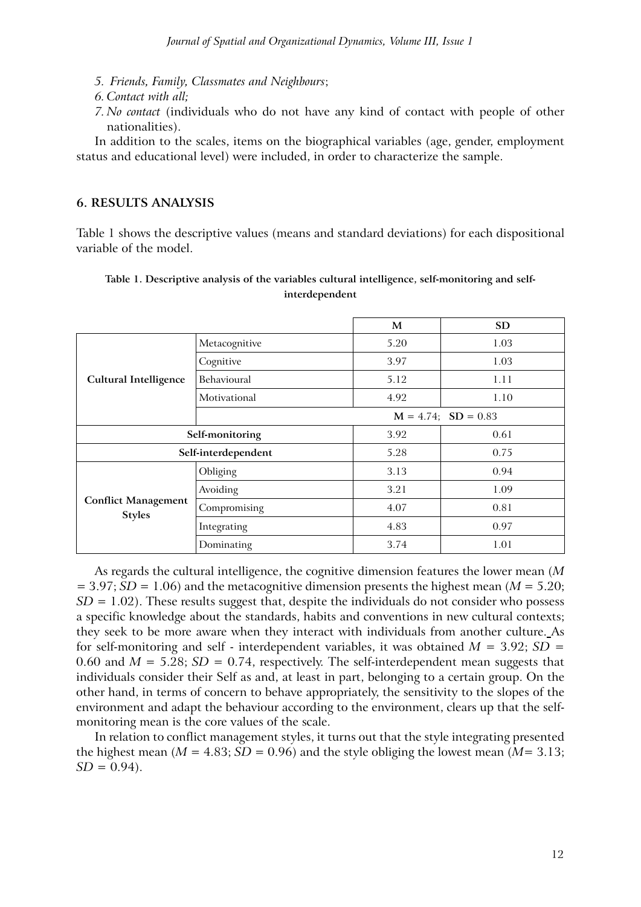5. *Friends, Family, Classmates and Neighbours*;
6. *Contact with all;*
7. *No contact* (individuals who do not have any kind of contact with people of other nationalities).

In addition to the scales, items on the biographical variables (age, gender, employment status and educational level) were included, in order to characterize the sample.

## 6. RESULTS ANALYSIS

Table 1 shows the descriptive values (means and standard deviations) for each dispositional variable of the model.

**Table 1. Descriptive analysis of the variables cultural intelligence, self-monitoring and self-interdependent**

| | | M | SD |
|---|---|---|---|
| **Cultural Intelligence** | Metacognitive | 5.20 | 1.03 |
| | Cognitive | 3.97 | 1.03 |
| | Behavioural | 5.12 | 1.11 |
| | Motivational | 4.92 | 1.10 |
| | | **M** = 4.74; **SD** = 0.83 | |
| **Self-monitoring** | | 3.92 | 0.61 |
| **Self-interdependent** | | 5.28 | 0.75 |
| **Conflict Management Styles** | Obliging | 3.13 | 0.94 |
| | Avoiding | 3.21 | 1.09 |
| | Compromising | 4.07 | 0.81 |
| | Integrating | 4.83 | 0.97 |
| | Dominating | 3.74 | 1.01 |

As regards the cultural intelligence, the cognitive dimension features the lower mean ($M = 3.97$; $SD = 1.06$) and the metacognitive dimension presents the highest mean ($M = 5.20$; $SD = 1.02$). These results suggest that, despite the individuals do not consider who possess a specific knowledge about the standards, habits and conventions in new cultural contexts; they seek to be more aware when they interact with individuals from another culture. As for self-monitoring and self - interdependent variables, it was obtained $M = 3.92$; $SD = 0.60$ and $M = 5.28$; $SD = 0.74$, respectively. The self-interdependent mean suggests that individuals consider their Self as and, at least in part, belonging to a certain group. On the other hand, in terms of concern to behave appropriately, the sensitivity to the slopes of the environment and adapt the behaviour according to the environment, clears up that the self-monitoring mean is the core values of the scale.

In relation to conflict management styles, it turns out that the style integrating presented the highest mean ($M = 4.83$; $SD = 0.96$) and the style obliging the lowest mean ($M= 3.13$; $SD = 0.94$).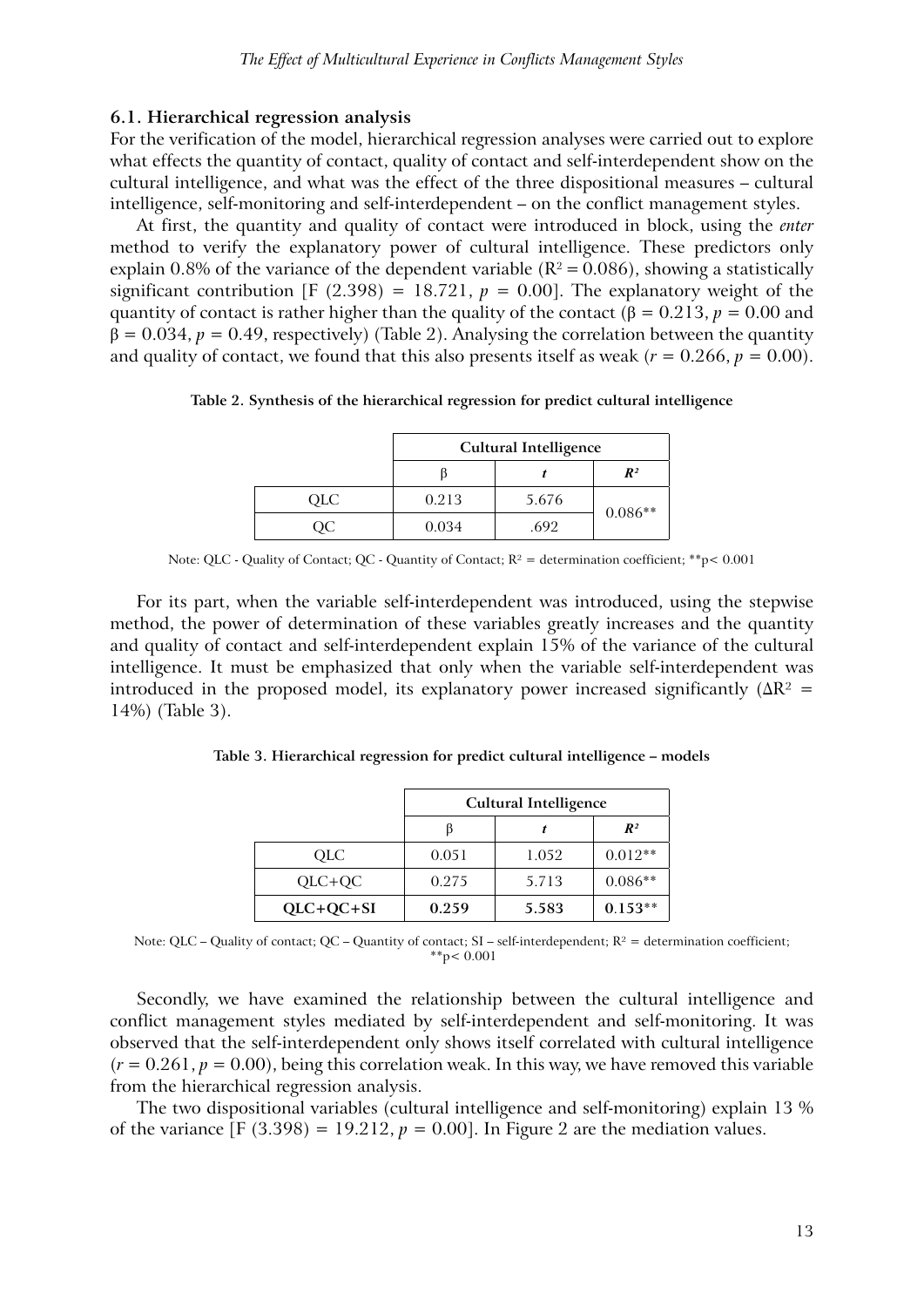### 6.1. Hierarchical regression analysis

For the verification of the model, hierarchical regression analyses were carried out to explore what effects the quantity of contact, quality of contact and self-interdependent show on the cultural intelligence, and what was the effect of the three dispositional measures – cultural intelligence, self-monitoring and self-interdependent – on the conflict management styles.

At first, the quantity and quality of contact were introduced in block, using the *enter* method to verify the explanatory power of cultural intelligence. These predictors only explain 0.8% of the variance of the dependent variable ($R^2 = 0.086$), showing a statistically significant contribution [F (2.398) = 18.721, $p = 0.00$]. The explanatory weight of the quantity of contact is rather higher than the quality of the contact ($\beta = 0.213$, $p = 0.00$ and $\beta = 0.034$, $p = 0.49$, respectively) (Table 2). Analysing the correlation between the quantity and quality of contact, we found that this also presents itself as weak ($r = 0.266$, $p = 0.00$).

**Table 2. Synthesis of the hierarchical regression for predict cultural intelligence**

| | Cultural Intelligence | | |
|---|---|---|---|
| | β | *t* | $R^2$ |
| QLC | 0.213 | 5.676 | 0.086** |
| QC | 0.034 | .692 | |

Note: QLC - Quality of Contact; QC - Quantity of Contact; $R^2$ = determination coefficient; **p< 0.001

For its part, when the variable self-interdependent was introduced, using the stepwise method, the power of determination of these variables greatly increases and the quantity and quality of contact and self-interdependent explain 15% of the variance of the cultural intelligence. It must be emphasized that only when the variable self-interdependent was introduced in the proposed model, its explanatory power increased significantly ($\Delta R^2$ = 14%) (Table 3).

**Table 3. Hierarchical regression for predict cultural intelligence – models**

| | Cultural Intelligence | | |
|---|---|---|---|
| | β | *t* | $R^2$ |
| QLC | 0.051 | 1.052 | 0.012** |
| QLC+QC | 0.275 | 5.713 | 0.086** |
| **QLC+QC+SI** | **0.259** | **5.583** | **0.153**** |

Note: QLC – Quality of contact; QC – Quantity of contact; SI – self-interdependent; $R^2$ = determination coefficient; **p< 0.001

Secondly, we have examined the relationship between the cultural intelligence and conflict management styles mediated by self-interdependent and self-monitoring. It was observed that the self-interdependent only shows itself correlated with cultural intelligence ($r = 0.261$, $p = 0.00$), being this correlation weak. In this way, we have removed this variable from the hierarchical regression analysis.

The two dispositional variables (cultural intelligence and self-monitoring) explain 13 % of the variance [F (3.398) = 19.212, $p = 0.00$]. In Figure 2 are the mediation values.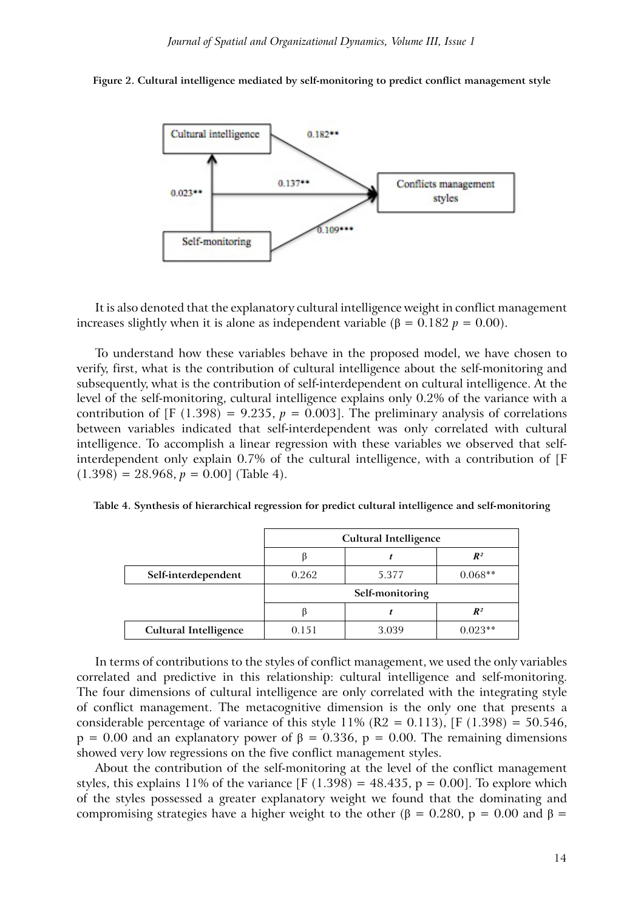**Figure 2. Cultural intelligence mediated by self-monitoring to predict conflict management style**

It is also denoted that the explanatory cultural intelligence weight in conflict management increases slightly when it is alone as independent variable (β = 0.182 $p$ = 0.00).

To understand how these variables behave in the proposed model, we have chosen to verify, first, what is the contribution of cultural intelligence about the self-monitoring and subsequently, what is the contribution of self-interdependent on cultural intelligence. At the level of the self-monitoring, cultural intelligence explains only 0.2% of the variance with a contribution of [F (1.398) = 9.235, $p$ = 0.003]. The preliminary analysis of correlations between variables indicated that self-interdependent was only correlated with cultural intelligence. To accomplish a linear regression with these variables we observed that self-interdependent only explain 0.7% of the cultural intelligence, with a contribution of [F (1.398) = 28.968, $p$ = 0.00] (Table 4).

**Table 4. Synthesis of hierarchical regression for predict cultural intelligence and self-monitoring**

| | Cultural Intelligence | | |
|---|---|---|---|
| | β | *t* | $R^2$ |
| **Self-interdependent** | 0.262 | 5.377 | 0.068** |
| | **Self-monitoring** | | |
| | β | *t* | $R^2$ |
| **Cultural Intelligence** | 0.151 | 3.039 | 0.023** |

In terms of contributions to the styles of conflict management, we used the only variables correlated and predictive in this relationship: cultural intelligence and self-monitoring. The four dimensions of cultural intelligence are only correlated with the integrating style of conflict management. The metacognitive dimension is the only one that presents a considerable percentage of variance of this style 11% (R2 = 0.113), [F (1.398) = 50.546, p = 0.00 and an explanatory power of β = 0.336, p = 0.00. The remaining dimensions showed very low regressions on the five conflict management styles.

About the contribution of the self-monitoring at the level of the conflict management styles, this explains 11% of the variance [F (1.398) = 48.435, p = 0.00]. To explore which of the styles possessed a greater explanatory weight we found that the dominating and compromising strategies have a higher weight to the other (β = 0.280, p = 0.00 and β =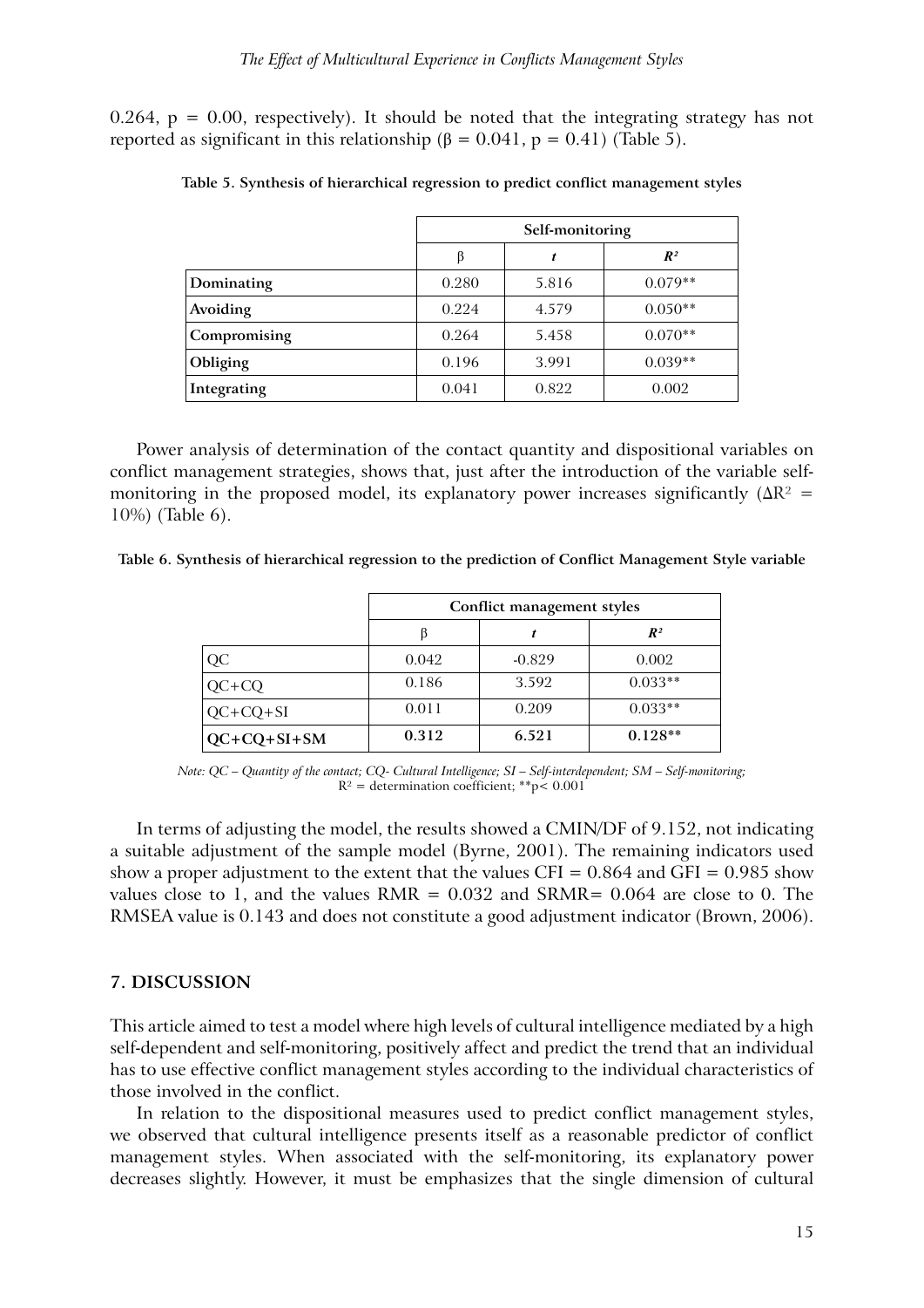0.264, $p = 0.00$, respectively). It should be noted that the integrating strategy has not reported as significant in this relationship ($\beta = 0.041$, $p = 0.41$) (Table 5).

**Table 5. Synthesis of hierarchical regression to predict conflict management styles**

| | Self-monitoring | | |
|---|---|---|---|
| | β | *t* | $R^2$ |
| **Dominating** | 0.280 | 5.816 | 0.079** |
| **Avoiding** | 0.224 | 4.579 | 0.050** |
| **Compromising** | 0.264 | 5.458 | 0.070** |
| **Obliging** | 0.196 | 3.991 | 0.039** |
| **Integrating** | 0.041 | 0.822 | 0.002 |

Power analysis of determination of the contact quantity and dispositional variables on conflict management strategies, shows that, just after the introduction of the variable self-monitoring in the proposed model, its explanatory power increases significantly ($\Delta R^2$ = 10%) (Table 6).

**Table 6. Synthesis of hierarchical regression to the prediction of Conflict Management Style variable**

| | Conflict management styles | | |
|---|---|---|---|
| | β | *t* | $R^2$ |
| QC | 0.042 | -0.829 | 0.002 |
| QC+CQ | 0.186 | 3.592 | 0.033** |
| QC+CQ+SI | 0.011 | 0.209 | 0.033** |
| **QC+CQ+SI+SM** | **0.312** | **6.521** | **0.128**** |

*Note: QC – Quantity of the contact; CQ- Cultural Intelligence; SI – Self-interdependent; SM – Self-monitoring;* $R^2$ = determination coefficient; **$p < 0.001$

In terms of adjusting the model, the results showed a CMIN/DF of 9.152, not indicating a suitable adjustment of the sample model (Byrne, 2001). The remaining indicators used show a proper adjustment to the extent that the values CFI = 0.864 and GFI = 0.985 show values close to 1, and the values RMR = 0.032 and SRMR= 0.064 are close to 0. The RMSEA value is 0.143 and does not constitute a good adjustment indicator (Brown, 2006).

## 7. DISCUSSION

This article aimed to test a model where high levels of cultural intelligence mediated by a high self-dependent and self-monitoring, positively affect and predict the trend that an individual has to use effective conflict management styles according to the individual characteristics of those involved in the conflict.

In relation to the dispositional measures used to predict conflict management styles, we observed that cultural intelligence presents itself as a reasonable predictor of conflict management styles. When associated with the self-monitoring, its explanatory power decreases slightly. However, it must be emphasizes that the single dimension of cultural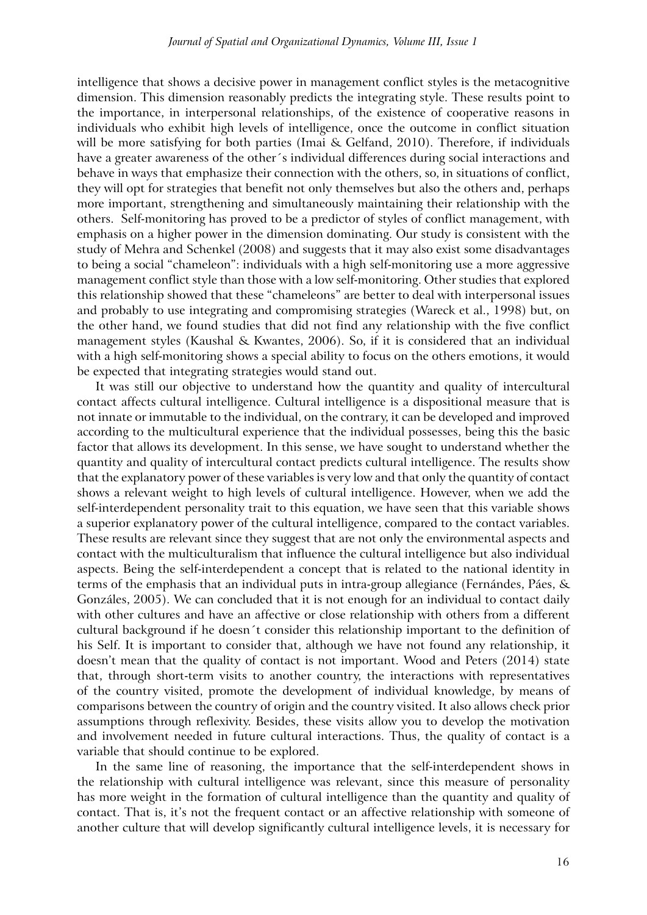intelligence that shows a decisive power in management conflict styles is the metacognitive dimension. This dimension reasonably predicts the integrating style. These results point to the importance, in interpersonal relationships, of the existence of cooperative reasons in individuals who exhibit high levels of intelligence, once the outcome in conflict situation will be more satisfying for both parties (Imai & Gelfand, 2010). Therefore, if individuals have a greater awareness of the other´s individual differences during social interactions and behave in ways that emphasize their connection with the others, so, in situations of conflict, they will opt for strategies that benefit not only themselves but also the others and, perhaps more important, strengthening and simultaneously maintaining their relationship with the others. Self-monitoring has proved to be a predictor of styles of conflict management, with emphasis on a higher power in the dimension dominating. Our study is consistent with the study of Mehra and Schenkel (2008) and suggests that it may also exist some disadvantages to being a social "chameleon": individuals with a high self-monitoring use a more aggressive management conflict style than those with a low self-monitoring. Other studies that explored this relationship showed that these "chameleons" are better to deal with interpersonal issues and probably to use integrating and compromising strategies (Wareck et al., 1998) but, on the other hand, we found studies that did not find any relationship with the five conflict management styles (Kaushal & Kwantes, 2006). So, if it is considered that an individual with a high self-monitoring shows a special ability to focus on the others emotions, it would be expected that integrating strategies would stand out.

It was still our objective to understand how the quantity and quality of intercultural contact affects cultural intelligence. Cultural intelligence is a dispositional measure that is not innate or immutable to the individual, on the contrary, it can be developed and improved according to the multicultural experience that the individual possesses, being this the basic factor that allows its development. In this sense, we have sought to understand whether the quantity and quality of intercultural contact predicts cultural intelligence. The results show that the explanatory power of these variables is very low and that only the quantity of contact shows a relevant weight to high levels of cultural intelligence. However, when we add the self-interdependent personality trait to this equation, we have seen that this variable shows a superior explanatory power of the cultural intelligence, compared to the contact variables. These results are relevant since they suggest that are not only the environmental aspects and contact with the multiculturalism that influence the cultural intelligence but also individual aspects. Being the self-interdependent a concept that is related to the national identity in terms of the emphasis that an individual puts in intra-group allegiance (Fernándes, Páes, & Gonzáles, 2005). We can concluded that it is not enough for an individual to contact daily with other cultures and have an affective or close relationship with others from a different cultural background if he doesn´t consider this relationship important to the definition of his Self. It is important to consider that, although we have not found any relationship, it doesn't mean that the quality of contact is not important. Wood and Peters (2014) state that, through short-term visits to another country, the interactions with representatives of the country visited, promote the development of individual knowledge, by means of comparisons between the country of origin and the country visited. It also allows check prior assumptions through reflexivity. Besides, these visits allow you to develop the motivation and involvement needed in future cultural interactions. Thus, the quality of contact is a variable that should continue to be explored.

In the same line of reasoning, the importance that the self-interdependent shows in the relationship with cultural intelligence was relevant, since this measure of personality has more weight in the formation of cultural intelligence than the quantity and quality of contact. That is, it's not the frequent contact or an affective relationship with someone of another culture that will develop significantly cultural intelligence levels, it is necessary for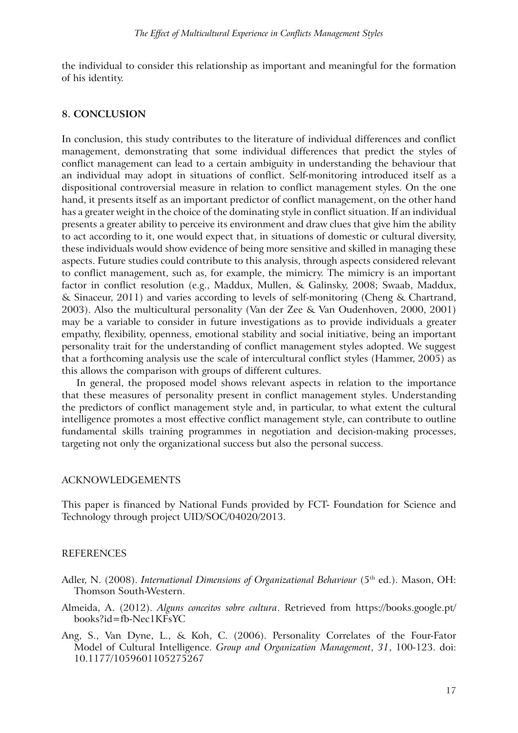the individual to consider this relationship as important and meaningful for the formation of his identity.

## 8. CONCLUSION

In conclusion, this study contributes to the literature of individual differences and conflict management, demonstrating that some individual differences that predict the styles of conflict management can lead to a certain ambiguity in understanding the behaviour that an individual may adopt in situations of conflict. Self-monitoring introduced itself as a dispositional controversial measure in relation to conflict management styles. On the one hand, it presents itself as an important predictor of conflict management, on the other hand has a greater weight in the choice of the dominating style in conflict situation. If an individual presents a greater ability to perceive its environment and draw clues that give him the ability to act according to it, one would expect that, in situations of domestic or cultural diversity, these individuals would show evidence of being more sensitive and skilled in managing these aspects. Future studies could contribute to this analysis, through aspects considered relevant to conflict management, such as, for example, the mimicry. The mimicry is an important factor in conflict resolution (e.g., Maddux, Mullen, & Galinsky, 2008; Swaab, Maddux, & Sinaceur, 2011) and varies according to levels of self-monitoring (Cheng & Chartrand, 2003). Also the multicultural personality (Van der Zee & Van Oudenhoven, 2000, 2001) may be a variable to consider in future investigations as to provide individuals a greater empathy, flexibility, openness, emotional stability and social initiative, being an important personality trait for the understanding of conflict management styles adopted. We suggest that a forthcoming analysis use the scale of intercultural conflict styles (Hammer, 2005) as this allows the comparison with groups of different cultures.

In general, the proposed model shows relevant aspects in relation to the importance that these measures of personality present in conflict management styles. Understanding the predictors of conflict management style and, in particular, to what extent the cultural intelligence promotes a most effective conflict management style, can contribute to outline fundamental skills training programmes in negotiation and decision-making processes, targeting not only the organizational success but also the personal success.

## ACKNOWLEDGEMENTS

This paper is financed by National Funds provided by FCT- Foundation for Science and Technology through project UID/SOC/04020/2013.

## REFERENCES

Adler, N. (2008). *International Dimensions of Organizational Behaviour* (5th ed.). Mason, OH: Thomson South-Western.

Almeida, A. (2012). *Alguns conceitos sobre cultura*. Retrieved from https://books.google.pt/books?id=fb-Nec1KFsYC

Ang, S., Van Dyne, L., & Koh, C. (2006). Personality Correlates of the Four-Fator Model of Cultural Intelligence. *Group and Organization Management*, *31*, 100-123. doi: 10.1177/1059601105275267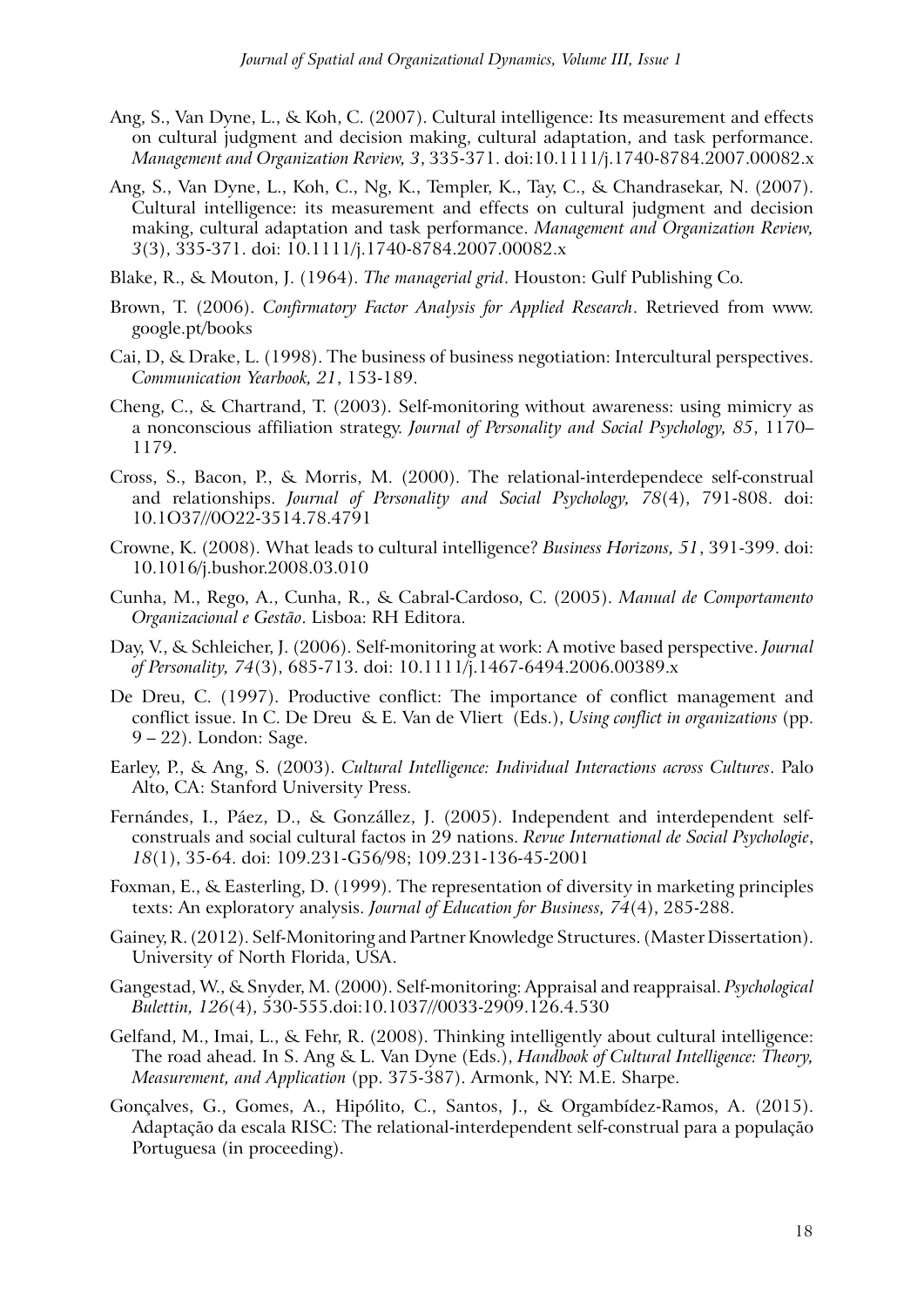Ang, S., Van Dyne, L., & Koh, C. (2007). Cultural intelligence: Its measurement and effects on cultural judgment and decision making, cultural adaptation, and task performance. *Management and Organization Review, 3*, 335-371. doi:10.1111/j.1740-8784.2007.00082.x

Ang, S., Van Dyne, L., Koh, C., Ng, K., Templer, K., Tay, C., & Chandrasekar, N. (2007). Cultural intelligence: its measurement and effects on cultural judgment and decision making, cultural adaptation and task performance. *Management and Organization Review, 3*(3), 335-371. doi: 10.1111/j.1740-8784.2007.00082.x

Blake, R., & Mouton, J. (1964). *The managerial grid*. Houston: Gulf Publishing Co.

Brown, T. (2006). *Confirmatory Factor Analysis for Applied Research*. Retrieved from www.google.pt/books

Cai, D, & Drake, L. (1998). The business of business negotiation: Intercultural perspectives. *Communication Yearbook, 21*, 153-189.

Cheng, C., & Chartrand, T. (2003). Self-monitoring without awareness: using mimicry as a nonconscious affiliation strategy. *Journal of Personality and Social Psychology, 85*, 1170–1179.

Cross, S., Bacon, P., & Morris, M. (2000). The relational-interdependece self-construal and relationships. *Journal of Personality and Social Psychology, 78*(4), 791-808. doi: 10.1O37//0O22-3514.78.4791

Crowne, K. (2008). What leads to cultural intelligence? *Business Horizons, 51*, 391-399. doi: 10.1016/j.bushor.2008.03.010

Cunha, M., Rego, A., Cunha, R., & Cabral-Cardoso, C. (2005). *Manual de Comportamento Organizacional e Gestão*. Lisboa: RH Editora.

Day, V., & Schleicher, J. (2006). Self-monitoring at work: A motive based perspective. *Journal of Personality, 74*(3), 685-713. doi: 10.1111/j.1467-6494.2006.00389.x

De Dreu, C. (1997). Productive conflict: The importance of conflict management and conflict issue. In C. De Dreu & E. Van de Vliert (Eds.), *Using conflict in organizations* (pp. 9 – 22). London: Sage.

Earley, P., & Ang, S. (2003). *Cultural Intelligence: Individual Interactions across Cultures*. Palo Alto, CA: Stanford University Press.

Fernándes, I., Páez, D., & Gonzállez, J. (2005). Independent and interdependent self-construals and social cultural factos in 29 nations. *Revue International de Social Psychologie*, *18*(1), 35-64. doi: 109.231-G56/98; 109.231-136-45-2001

Foxman, E., & Easterling, D. (1999). The representation of diversity in marketing principles texts: An exploratory analysis. *Journal of Education for Business, 74*(4), 285-288.

Gainey, R. (2012). Self-Monitoring and Partner Knowledge Structures. (Master Dissertation). University of North Florida, USA.

Gangestad, W., & Snyder, M. (2000). Self-monitoring: Appraisal and reappraisal. *Psychological Bulettin, 126*(4), 530-555.doi:10.1037//0033-2909.126.4.530

Gelfand, M., Imai, L., & Fehr, R. (2008). Thinking intelligently about cultural intelligence: The road ahead. In S. Ang & L. Van Dyne (Eds.), *Handbook of Cultural Intelligence: Theory, Measurement, and Application* (pp. 375-387). Armonk, NY: M.E. Sharpe.

Gonçalves, G., Gomes, A., Hipólito, C., Santos, J., & Orgambídez-Ramos, A. (2015). Adaptação da escala RISC: The relational-interdependent self-construal para a população Portuguesa (in proceeding).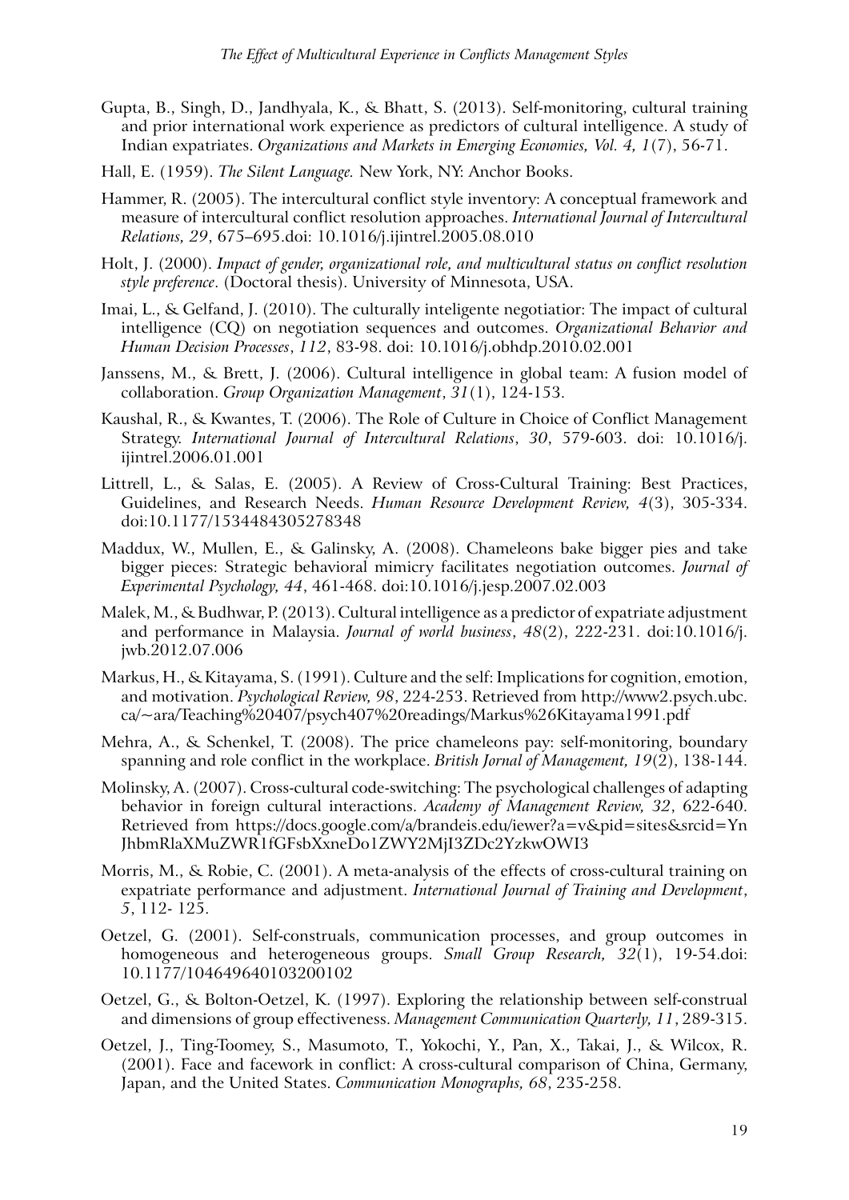Gupta, B., Singh, D., Jandhyala, K., & Bhatt, S. (2013). Self-monitoring, cultural training and prior international work experience as predictors of cultural intelligence. A study of Indian expatriates. *Organizations and Markets in Emerging Economies, Vol. 4, 1*(7), 56-71.

Hall, E. (1959). *The Silent Language.* New York, NY: Anchor Books.

Hammer, R. (2005). The intercultural conflict style inventory: A conceptual framework and measure of intercultural conflict resolution approaches. *International Journal of Intercultural Relations, 29*, 675–695.doi: 10.1016/j.ijintrel.2005.08.010

Holt, J. (2000). *Impact of gender, organizational role, and multicultural status on conflict resolution style preference*. (Doctoral thesis). University of Minnesota, USA.

Imai, L., & Gelfand, J. (2010). The culturally inteligente negotiatior: The impact of cultural intelligence (CQ) on negotiation sequences and outcomes. *Organizational Behavior and Human Decision Processes*, *112*, 83-98. doi: 10.1016/j.obhdp.2010.02.001

Janssens, M., & Brett, J. (2006). Cultural intelligence in global team: A fusion model of collaboration. *Group Organization Management*, *31*(1), 124-153.

Kaushal, R., & Kwantes, T. (2006). The Role of Culture in Choice of Conflict Management Strategy. *International Journal of Intercultural Relations*, *30*, 579-603. doi: 10.1016/j.ijintrel.2006.01.001

Littrell, L., & Salas, E. (2005). A Review of Cross-Cultural Training: Best Practices, Guidelines, and Research Needs. *Human Resource Development Review, 4*(3), 305-334. doi:10.1177/1534484305278348

Maddux, W., Mullen, E., & Galinsky, A. (2008). Chameleons bake bigger pies and take bigger pieces: Strategic behavioral mimicry facilitates negotiation outcomes. *Journal of Experimental Psychology, 44*, 461-468. doi:10.1016/j.jesp.2007.02.003

Malek, M., & Budhwar, P. (2013). Cultural intelligence as a predictor of expatriate adjustment and performance in Malaysia. *Journal of world business*, *48*(2), 222-231. doi:10.1016/j.jwb.2012.07.006

Markus, H., & Kitayama, S. (1991). Culture and the self: Implications for cognition, emotion, and motivation. *Psychological Review, 98*, 224-253. Retrieved from http://www2.psych.ubc.ca/~ara/Teaching%20407/psych407%20readings/Markus%26Kitayama1991.pdf

Mehra, A., & Schenkel, T. (2008). The price chameleons pay: self-monitoring, boundary spanning and role conflict in the workplace. *British Jornal of Management, 19*(2), 138-144.

Molinsky, A. (2007). Cross-cultural code-switching: The psychological challenges of adapting behavior in foreign cultural interactions. *Academy of Management Review, 32*, 622-640. Retrieved from https://docs.google.com/a/brandeis.edu/iewer?a=v&pid=sites&srcid=YnJhbmRlaXMuZWR1fGFsbXxneDo1ZWY2MjI3ZDc2YzkwOWI3

Morris, M., & Robie, C. (2001). A meta-analysis of the effects of cross-cultural training on expatriate performance and adjustment. *International Journal of Training and Development*, *5*, 112- 125.

Oetzel, G. (2001). Self-construals, communication processes, and group outcomes in homogeneous and heterogeneous groups. *Small Group Research, 32*(1), 19-54.doi: 10.1177/104649640103200102

Oetzel, G., & Bolton-Oetzel, K. (1997). Exploring the relationship between self-construal and dimensions of group effectiveness. *Management Communication Quarterly, 11*, 289-315.

Oetzel, J., Ting-Toomey, S., Masumoto, T., Yokochi, Y., Pan, X., Takai, J., & Wilcox, R. (2001). Face and facework in conflict: A cross-cultural comparison of China, Germany, Japan, and the United States. *Communication Monographs, 68*, 235-258.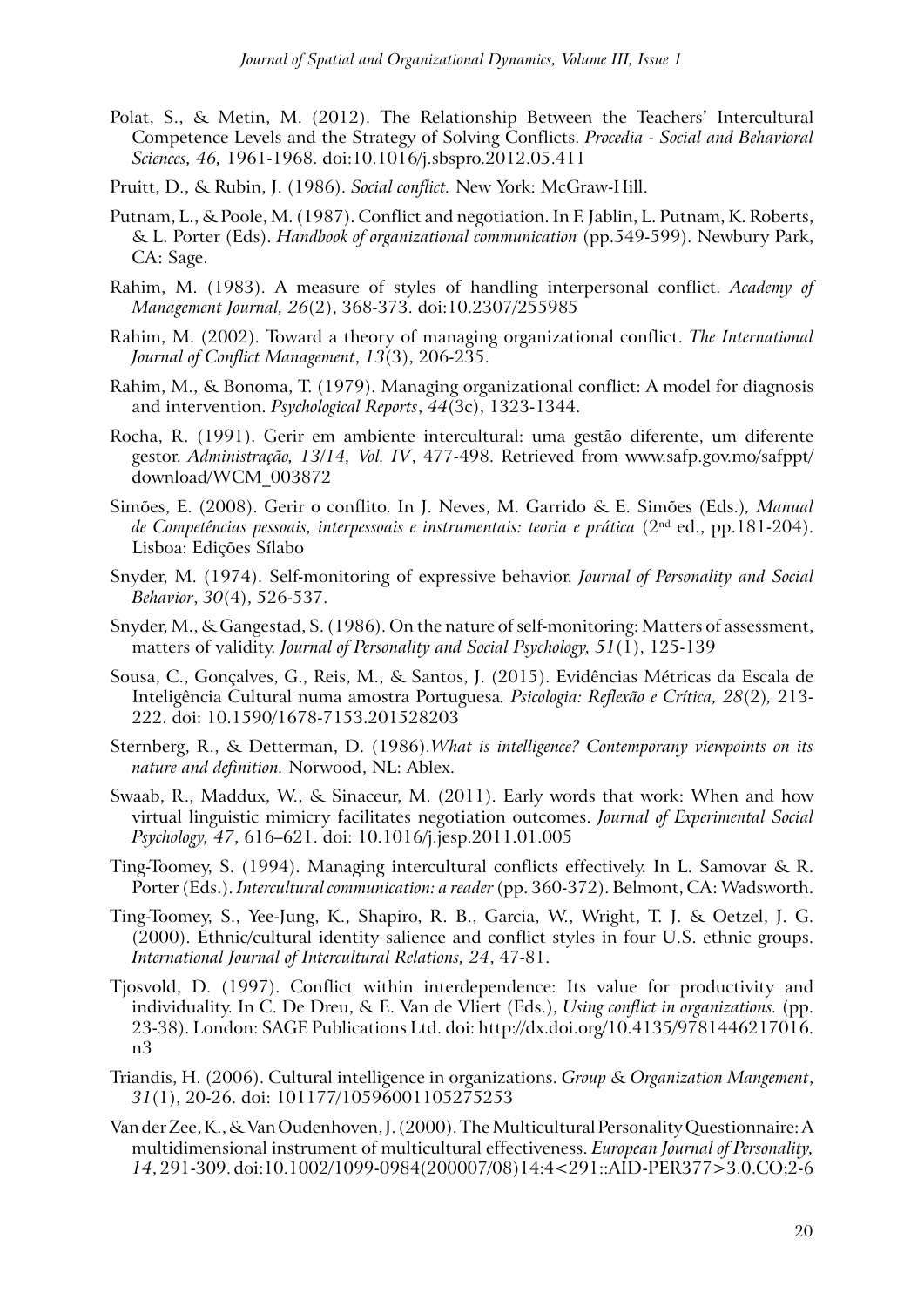Polat, S., & Metin, M. (2012). The Relationship Between the Teachers' Intercultural Competence Levels and the Strategy of Solving Conflicts. *Procedia - Social and Behavioral Sciences, 46,* 1961-1968. doi:10.1016/j.sbspro.2012.05.411

Pruitt, D., & Rubin, J. (1986). *Social conflict.* New York: McGraw-Hill.

Putnam, L., & Poole, M. (1987). Conflict and negotiation. In F. Jablin, L. Putnam, K. Roberts, & L. Porter (Eds). *Handbook of organizational communication* (pp.549-599). Newbury Park, CA: Sage.

Rahim, M. (1983). A measure of styles of handling interpersonal conflict. *Academy of Management Journal, 26*(2), 368-373. doi:10.2307/255985

Rahim, M. (2002). Toward a theory of managing organizational conflict. *The International Journal of Conflict Management*, *13*(3), 206-235.

Rahim, M., & Bonoma, T. (1979). Managing organizational conflict: A model for diagnosis and intervention. *Psychological Reports*, *44*(3c), 1323-1344.

Rocha, R. (1991). Gerir em ambiente intercultural: uma gestão diferente, um diferente gestor. *Administração, 13/14, Vol. IV*, 477-498. Retrieved from www.safp.gov.mo/safppt/download/WCM_003872

Simões, E. (2008). Gerir o conflito. In J. Neves, M. Garrido & E. Simões (Eds.), *Manual de Competências pessoais, interpessoais e instrumentais: teoria e prática* (2nd ed., pp.181-204). Lisboa: Edições Sílabo

Snyder, M. (1974). Self-monitoring of expressive behavior. *Journal of Personality and Social Behavior*, *30*(4), 526-537.

Snyder, M., & Gangestad, S. (1986). On the nature of self-monitoring: Matters of assessment, matters of validity. *Journal of Personality and Social Psychology, 51*(1), 125-139

Sousa, C., Gonçalves, G., Reis, M., & Santos, J. (2015). Evidências Métricas da Escala de Inteligência Cultural numa amostra Portuguesa*. Psicologia: Reflexão e Crítica, 28*(2)*,* 213-222. doi: 10.1590/1678-7153.201528203

Sternberg, R., & Detterman, D. (1986).*What is intelligence? Contemporany viewpoints on its nature and definition.* Norwood, NL: Ablex.

Swaab, R., Maddux, W., & Sinaceur, M. (2011). Early words that work: When and how virtual linguistic mimicry facilitates negotiation outcomes. *Journal of Experimental Social Psychology, 47*, 616–621. doi: 10.1016/j.jesp.2011.01.005

Ting-Toomey, S. (1994). Managing intercultural conflicts effectively. In L. Samovar & R. Porter (Eds.). *Intercultural communication: a reader* (pp. 360-372). Belmont, CA: Wadsworth.

Ting-Toomey, S., Yee-Jung, K., Shapiro, R. B., Garcia, W., Wright, T. J. & Oetzel, J. G. (2000). Ethnic/cultural identity salience and conflict styles in four U.S. ethnic groups. *International Journal of Intercultural Relations, 24*, 47-81.

Tjosvold, D. (1997). Conflict within interdependence: Its value for productivity and individuality. In C. De Dreu, & E. Van de Vliert (Eds.), *Using conflict in organizations.* (pp. 23-38). London: SAGE Publications Ltd. doi: http://dx.doi.org/10.4135/9781446217016.n3

Triandis, H. (2006). Cultural intelligence in organizations. *Group & Organization Mangement*, *31*(1), 20-26. doi: 101177/10596001105275253

Van der Zee, K., & Van Oudenhoven, J. (2000). The Multicultural Personality Questionnaire: A multidimensional instrument of multicultural effectiveness. *European Journal of Personality, 14*, 291-309. doi:10.1002/1099-0984(200007/08)14:4<291::AID-PER377>3.0.CO;2-6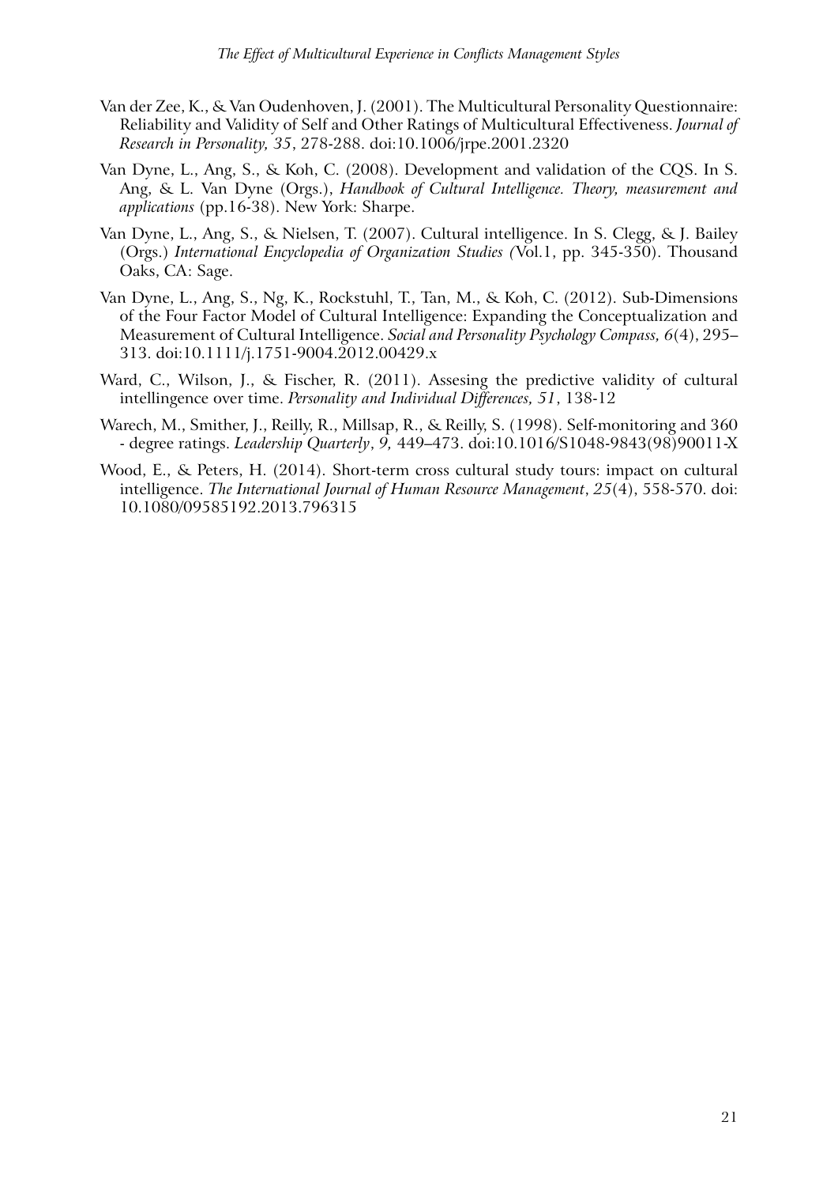Van der Zee, K., & Van Oudenhoven, J. (2001). The Multicultural Personality Questionnaire: Reliability and Validity of Self and Other Ratings of Multicultural Effectiveness. *Journal of Research in Personality, 35*, 278-288. doi:10.1006/jrpe.2001.2320

Van Dyne, L., Ang, S., & Koh, C. (2008). Development and validation of the CQS. In S. Ang, & L. Van Dyne (Orgs.), *Handbook of Cultural Intelligence. Theory, measurement and applications* (pp.16-38). New York: Sharpe.

Van Dyne, L., Ang, S., & Nielsen, T. (2007). Cultural intelligence. In S. Clegg, & J. Bailey (Orgs.) *International Encyclopedia of Organization Studies (*Vol.1, pp. 345-350). Thousand Oaks, CA: Sage.

Van Dyne, L., Ang, S., Ng, K., Rockstuhl, T., Tan, M., & Koh, C. (2012). Sub-Dimensions of the Four Factor Model of Cultural Intelligence: Expanding the Conceptualization and Measurement of Cultural Intelligence. *Social and Personality Psychology Compass, 6*(4), 295–313. doi:10.1111/j.1751-9004.2012.00429.x

Ward, C., Wilson, J., & Fischer, R. (2011). Assesing the predictive validity of cultural intellingence over time. *Personality and Individual Differences, 51*, 138-12

Warech, M., Smither, J., Reilly, R., Millsap, R., & Reilly, S. (1998). Self-monitoring and 360 - degree ratings. *Leadership Quarterly*, *9,* 449–473. doi:10.1016/S1048-9843(98)90011-X

Wood, E., & Peters, H. (2014). Short-term cross cultural study tours: impact on cultural intelligence. *The International Journal of Human Resource Management*, *25*(4), 558-570. doi: 10.1080/09585192.2013.796315